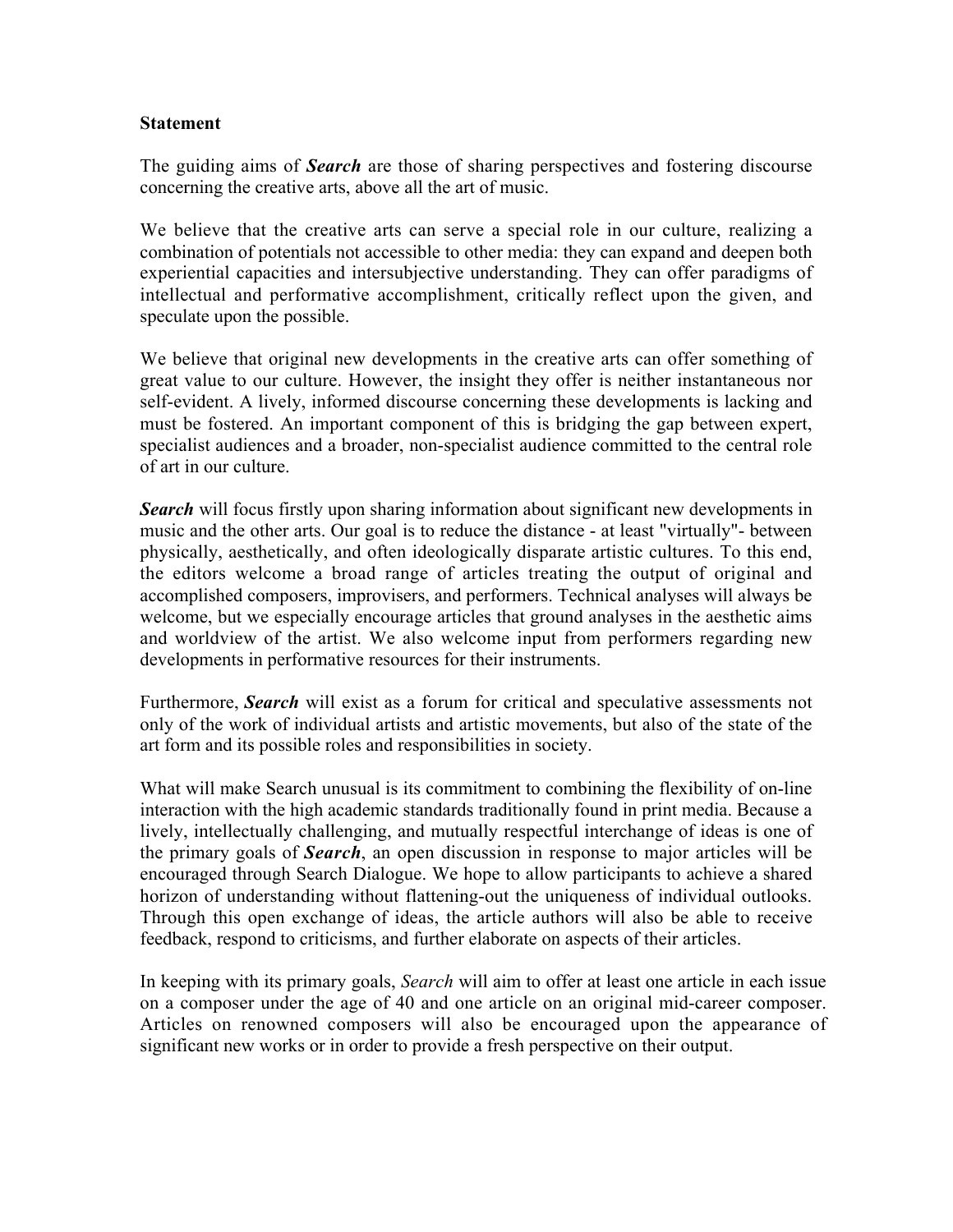**Statement**

The guiding aims of ***Search*** are those of sharing perspectives and fostering discourse concerning the creative arts, above all the art of music.

We believe that the creative arts can serve a special role in our culture, realizing a combination of potentials not accessible to other media: they can expand and deepen both experiential capacities and intersubjective understanding. They can offer paradigms of intellectual and performative accomplishment, critically reflect upon the given, and speculate upon the possible.

We believe that original new developments in the creative arts can offer something of great value to our culture. However, the insight they offer is neither instantaneous nor self-evident. A lively, informed discourse concerning these developments is lacking and must be fostered. An important component of this is bridging the gap between expert, specialist audiences and a broader, non-specialist audience committed to the central role of art in our culture.

***Search*** will focus firstly upon sharing information about significant new developments in music and the other arts. Our goal is to reduce the distance - at least "virtually"- between physically, aesthetically, and often ideologically disparate artistic cultures. To this end, the editors welcome a broad range of articles treating the output of original and accomplished composers, improvisers, and performers. Technical analyses will always be welcome, but we especially encourage articles that ground analyses in the aesthetic aims and worldview of the artist. We also welcome input from performers regarding new developments in performative resources for their instruments.

Furthermore, ***Search*** will exist as a forum for critical and speculative assessments not only of the work of individual artists and artistic movements, but also of the state of the art form and its possible roles and responsibilities in society.

What will make Search unusual is its commitment to combining the flexibility of on-line interaction with the high academic standards traditionally found in print media. Because a lively, intellectually challenging, and mutually respectful interchange of ideas is one of the primary goals of ***Search***, an open discussion in response to major articles will be encouraged through Search Dialogue. We hope to allow participants to achieve a shared horizon of understanding without flattening-out the uniqueness of individual outlooks. Through this open exchange of ideas, the article authors will also be able to receive feedback, respond to criticisms, and further elaborate on aspects of their articles.

In keeping with its primary goals, *Search* will aim to offer at least one article in each issue on a composer under the age of 40 and one article on an original mid-career composer. Articles on renowned composers will also be encouraged upon the appearance of significant new works or in order to provide a fresh perspective on their output.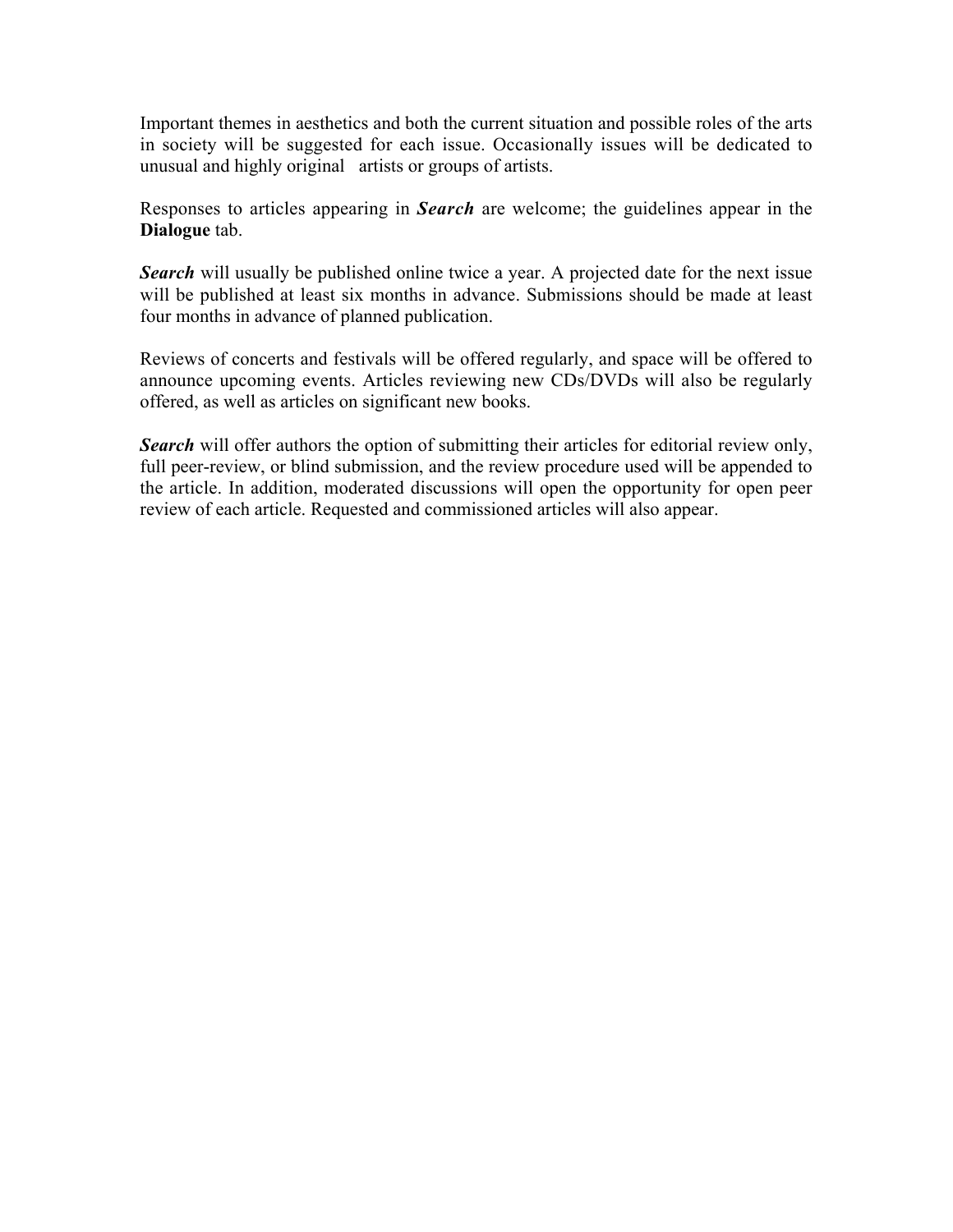Important themes in aesthetics and both the current situation and possible roles of the arts in society will be suggested for each issue. Occasionally issues will be dedicated to unusual and highly original artists or groups of artists.

Responses to articles appearing in ***Search*** are welcome; the guidelines appear in the **Dialogue** tab.

***Search*** will usually be published online twice a year. A projected date for the next issue will be published at least six months in advance. Submissions should be made at least four months in advance of planned publication.

Reviews of concerts and festivals will be offered regularly, and space will be offered to announce upcoming events. Articles reviewing new CDs/DVDs will also be regularly offered, as well as articles on significant new books.

***Search*** will offer authors the option of submitting their articles for editorial review only, full peer-review, or blind submission, and the review procedure used will be appended to the article. In addition, moderated discussions will open the opportunity for open peer review of each article. Requested and commissioned articles will also appear.